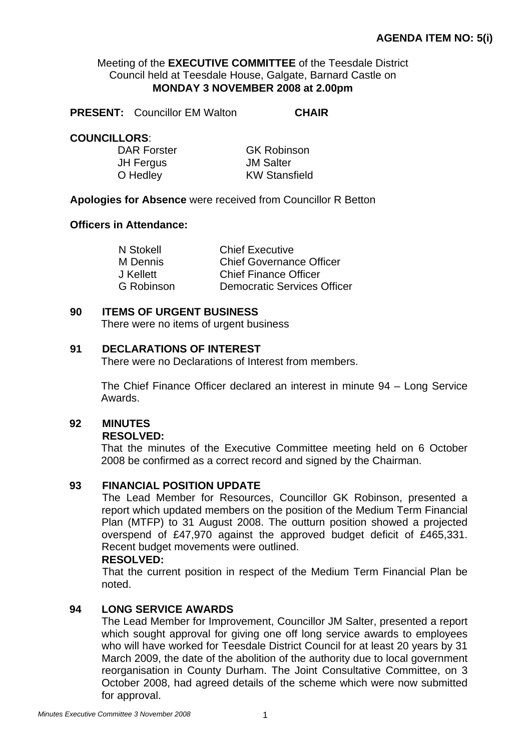**AGENDA ITEM NO: 5(i)**

Meeting of the **EXECUTIVE COMMITTEE** of the Teesdale District Council held at Teesdale House, Galgate, Barnard Castle on **MONDAY 3 NOVEMBER 2008 at 2.00pm**

**PRESENT:** Councillor EM Walton **CHAIR**

**COUNCILLORS**:

| | |
|---|---|
| DAR Forster | GK Robinson |
| JH Fergus | JM Salter |
| O Hedley | KW Stansfield |

**Apologies for Absence** were received from Councillor R Betton

**Officers in Attendance:**

| | |
|---|---|
| N Stokell | Chief Executive |
| M Dennis | Chief Governance Officer |
| J Kellett | Chief Finance Officer |
| G Robinson | Democratic Services Officer |

**90 ITEMS OF URGENT BUSINESS**

There were no items of urgent business

**91 DECLARATIONS OF INTEREST**

There were no Declarations of Interest from members.

The Chief Finance Officer declared an interest in minute 94 – Long Service Awards.

**92 MINUTES**

**RESOLVED:**

That the minutes of the Executive Committee meeting held on 6 October 2008 be confirmed as a correct record and signed by the Chairman.

**93 FINANCIAL POSITION UPDATE**

The Lead Member for Resources, Councillor GK Robinson, presented a report which updated members on the position of the Medium Term Financial Plan (MTFP) to 31 August 2008. The outturn position showed a projected overspend of £47,970 against the approved budget deficit of £465,331. Recent budget movements were outlined.

**RESOLVED:**

That the current position in respect of the Medium Term Financial Plan be noted.

**94 LONG SERVICE AWARDS**

The Lead Member for Improvement, Councillor JM Salter, presented a report which sought approval for giving one off long service awards to employees who will have worked for Teesdale District Council for at least 20 years by 31 March 2009, the date of the abolition of the authority due to local government reorganisation in County Durham. The Joint Consultative Committee, on 3 October 2008, had agreed details of the scheme which were now submitted for approval.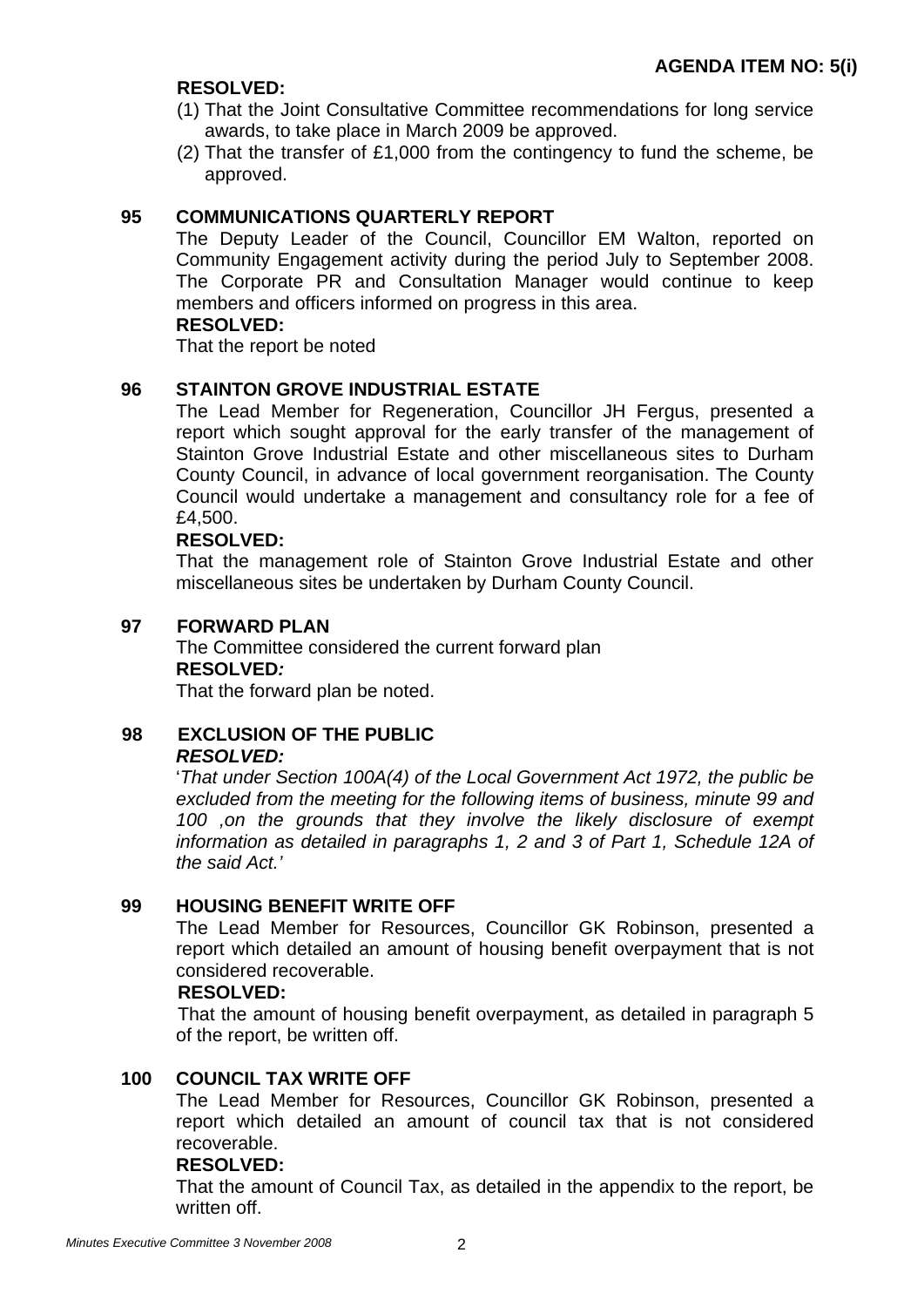**AGENDA ITEM NO: 5(i)**

**RESOLVED:**

(1) That the Joint Consultative Committee recommendations for long service awards, to take place in March 2009 be approved.

(2) That the transfer of £1,000 from the contingency to fund the scheme, be approved.

## 95 COMMUNICATIONS QUARTERLY REPORT

The Deputy Leader of the Council, Councillor EM Walton, reported on Community Engagement activity during the period July to September 2008. The Corporate PR and Consultation Manager would continue to keep members and officers informed on progress in this area.

**RESOLVED:**

That the report be noted

## 96 STAINTON GROVE INDUSTRIAL ESTATE

The Lead Member for Regeneration, Councillor JH Fergus, presented a report which sought approval for the early transfer of the management of Stainton Grove Industrial Estate and other miscellaneous sites to Durham County Council, in advance of local government reorganisation. The County Council would undertake a management and consultancy role for a fee of £4,500.

**RESOLVED:**

That the management role of Stainton Grove Industrial Estate and other miscellaneous sites be undertaken by Durham County Council.

## 97 FORWARD PLAN

The Committee considered the current forward plan

**RESOLVED*:***

That the forward plan be noted.

## 98 EXCLUSION OF THE PUBLIC

***RESOLVED:***

'*That under Section 100A(4) of the Local Government Act 1972, the public be excluded from the meeting for the following items of business, minute 99 and 100 ,on the grounds that they involve the likely disclosure of exempt information as detailed in paragraphs 1, 2 and 3 of Part 1, Schedule 12A of the said Act.'*

## 99 HOUSING BENEFIT WRITE OFF

The Lead Member for Resources, Councillor GK Robinson, presented a report which detailed an amount of housing benefit overpayment that is not considered recoverable.

**RESOLVED:**

That the amount of housing benefit overpayment, as detailed in paragraph 5 of the report, be written off.

## 100 COUNCIL TAX WRITE OFF

The Lead Member for Resources, Councillor GK Robinson, presented a report which detailed an amount of council tax that is not considered recoverable.

**RESOLVED:**

That the amount of Council Tax, as detailed in the appendix to the report, be written off.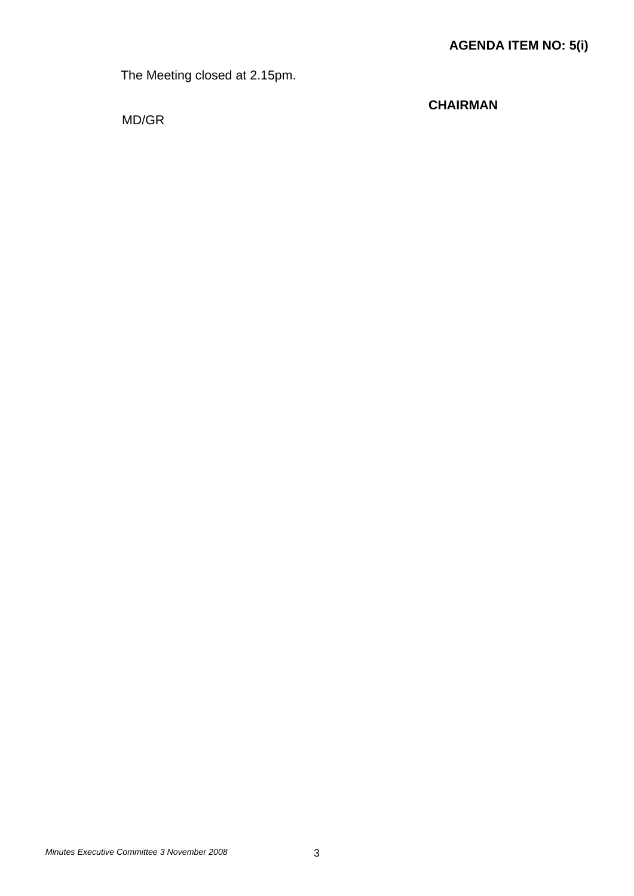**AGENDA ITEM NO: 5(i)**

The Meeting closed at 2.15pm.

**CHAIRMAN**

MD/GR